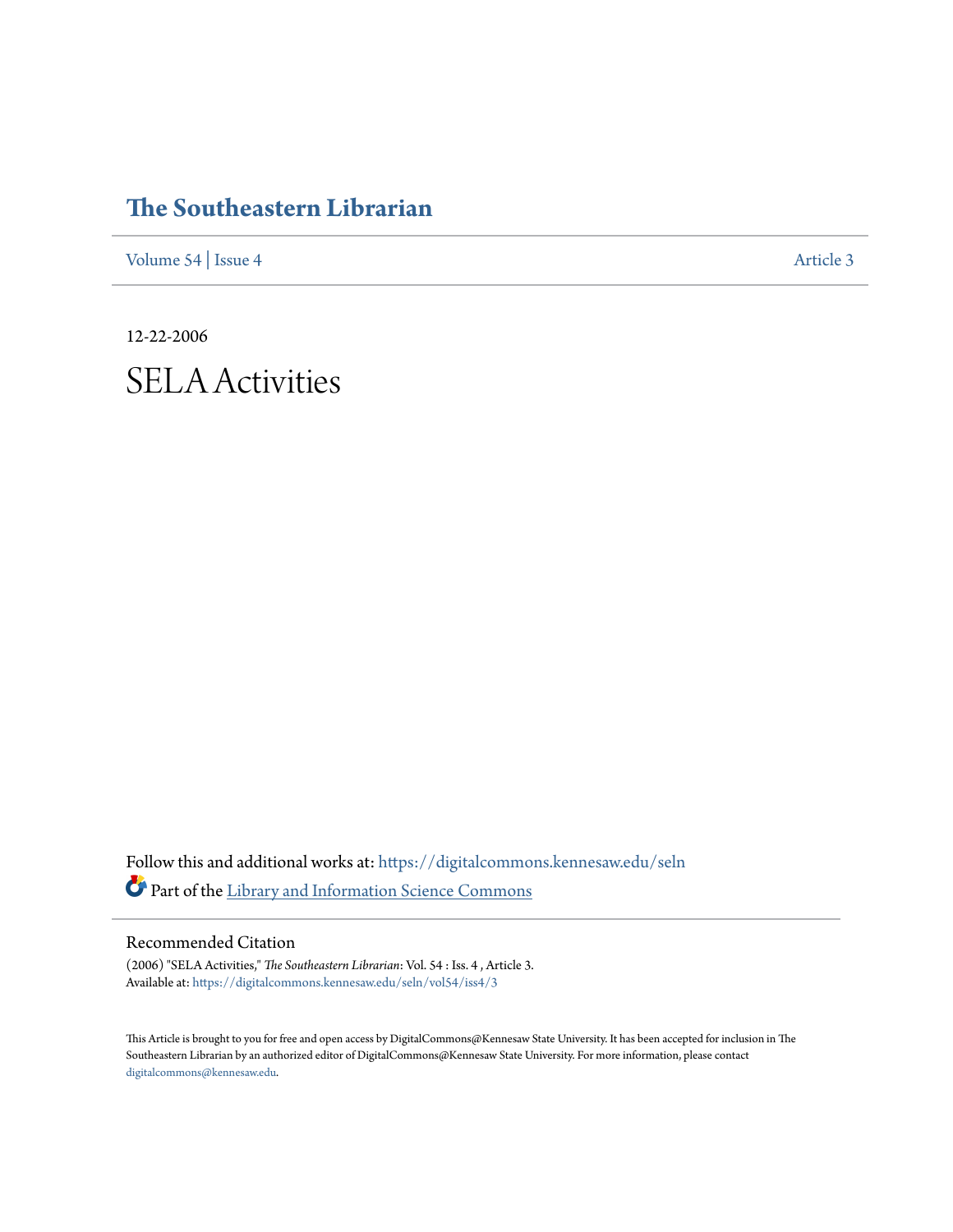# The Southeastern Librarian

Volume 54 | Issue 4 Article 3

12-22-2006

# SELA Activities

Follow this and additional works at: https://digitalcommons.kennesaw.edu/seln

Part of the Library and Information Science Commons

## Recommended Citation

(2006) "SELA Activities," *The Southeastern Librarian*: Vol. 54 : Iss. 4 , Article 3.
Available at: https://digitalcommons.kennesaw.edu/seln/vol54/iss4/3

This Article is brought to you for free and open access by DigitalCommons@Kennesaw State University. It has been accepted for inclusion in The Southeastern Librarian by an authorized editor of DigitalCommons@Kennesaw State University. For more information, please contact digitalcommons@kennesaw.edu.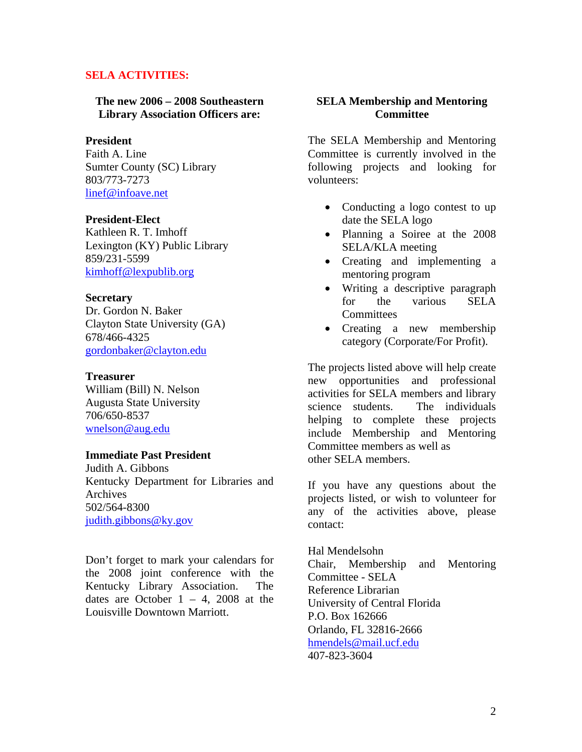## SELA ACTIVITIES:

### The new 2006 – 2008 Southeastern Library Association Officers are:

**President**
Faith A. Line
Sumter County (SC) Library
803/773-7273
linef@infoave.net

**President-Elect**
Kathleen R. T. Imhoff
Lexington (KY) Public Library
859/231-5599
kimhoff@lexpublib.org

**Secretary**
Dr. Gordon N. Baker
Clayton State University (GA)
678/466-4325
gordonbaker@clayton.edu

**Treasurer**
William (Bill) N. Nelson
Augusta State University
706/650-8537
wnelson@aug.edu

**Immediate Past President**
Judith A. Gibbons
Kentucky Department for Libraries and Archives
502/564-8300
judith.gibbons@ky.gov

Don't forget to mark your calendars for the 2008 joint conference with the Kentucky Library Association. The dates are October 1 – 4, 2008 at the Louisville Downtown Marriott.

### SELA Membership and Mentoring Committee

The SELA Membership and Mentoring Committee is currently involved in the following projects and looking for volunteers:

- Conducting a logo contest to up date the SELA logo
- Planning a Soiree at the 2008 SELA/KLA meeting
- Creating and implementing a mentoring program
- Writing a descriptive paragraph for the various SELA Committees
- Creating a new membership category (Corporate/For Profit).

The projects listed above will help create new opportunities and professional activities for SELA members and library science students. The individuals helping to complete these projects include Membership and Mentoring Committee members as well as other SELA members.

If you have any questions about the projects listed, or wish to volunteer for any of the activities above, please contact:

Hal Mendelsohn
Chair, Membership and Mentoring Committee - SELA
Reference Librarian
University of Central Florida
P.O. Box 162666
Orlando, FL 32816-2666
hmendels@mail.ucf.edu
407-823-3604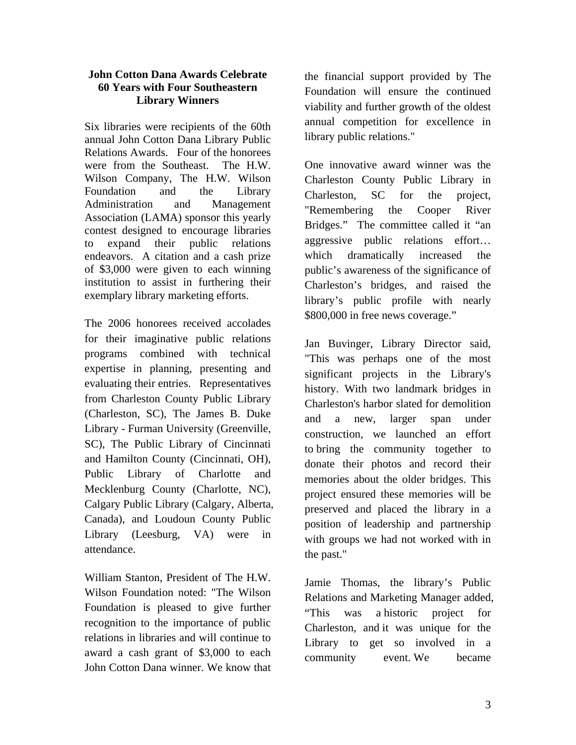**John Cotton Dana Awards Celebrate 60 Years with Four Southeastern Library Winners**

Six libraries were recipients of the 60th annual John Cotton Dana Library Public Relations Awards. Four of the honorees were from the Southeast. The H.W. Wilson Company, The H.W. Wilson Foundation and the Library Administration and Management Association (LAMA) sponsor this yearly contest designed to encourage libraries to expand their public relations endeavors. A citation and a cash prize of $3,000 were given to each winning institution to assist in furthering their exemplary library marketing efforts.

The 2006 honorees received accolades for their imaginative public relations programs combined with technical expertise in planning, presenting and evaluating their entries. Representatives from Charleston County Public Library (Charleston, SC), The James B. Duke Library - Furman University (Greenville, SC), The Public Library of Cincinnati and Hamilton County (Cincinnati, OH), Public Library of Charlotte and Mecklenburg County (Charlotte, NC), Calgary Public Library (Calgary, Alberta, Canada), and Loudoun County Public Library (Leesburg, VA) were in attendance.

William Stanton, President of The H.W. Wilson Foundation noted: "The Wilson Foundation is pleased to give further recognition to the importance of public relations in libraries and will continue to award a cash grant of $3,000 to each John Cotton Dana winner. We know that the financial support provided by The Foundation will ensure the continued viability and further growth of the oldest annual competition for excellence in library public relations."

One innovative award winner was the Charleston County Public Library in Charleston, SC for the project, "Remembering the Cooper River Bridges." The committee called it "an aggressive public relations effort… which dramatically increased the public's awareness of the significance of Charleston's bridges, and raised the library's public profile with nearly $800,000 in free news coverage."

Jan Buvinger, Library Director said, "This was perhaps one of the most significant projects in the Library's history. With two landmark bridges in Charleston's harbor slated for demolition and a new, larger span under construction, we launched an effort to bring the community together to donate their photos and record their memories about the older bridges. This project ensured these memories will be preserved and placed the library in a position of leadership and partnership with groups we had not worked with in the past."

Jamie Thomas, the library's Public Relations and Marketing Manager added, "This was a historic project for Charleston, and it was unique for the Library to get so involved in a community event. We became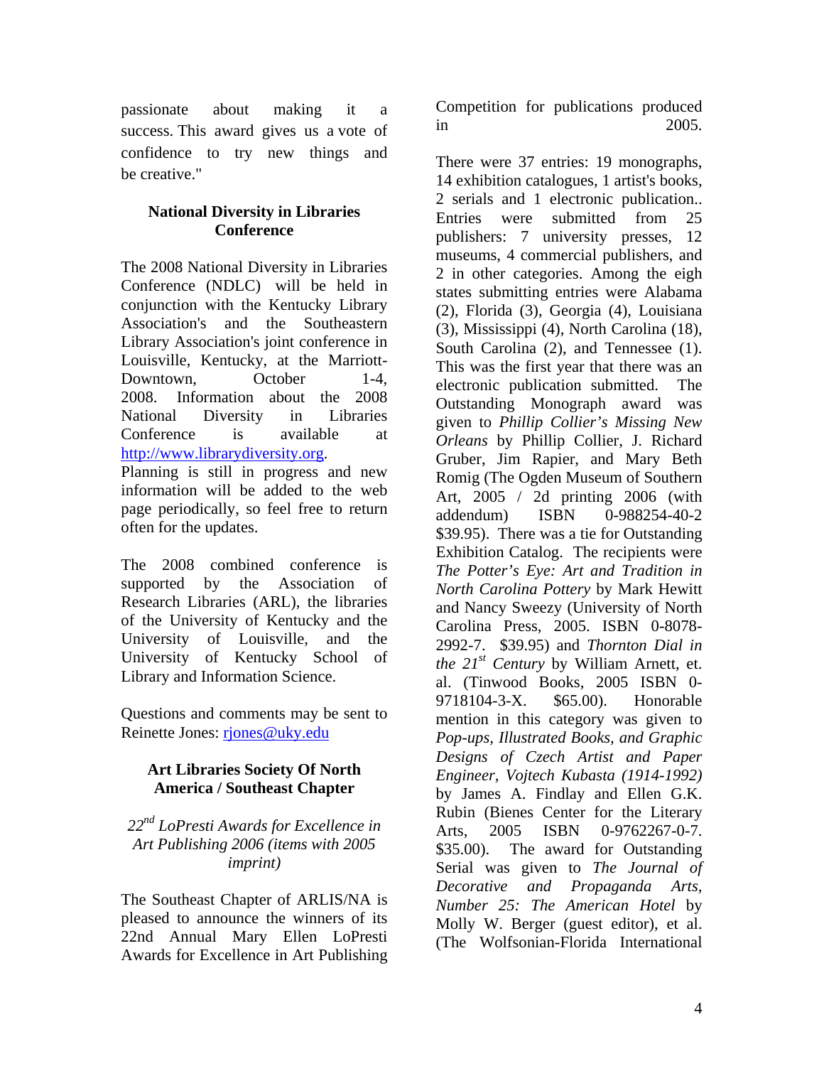passionate about making it a success. This award gives us a vote of confidence to try new things and be creative."

### National Diversity in Libraries Conference

The 2008 National Diversity in Libraries Conference (NDLC) will be held in conjunction with the Kentucky Library Association's and the Southeastern Library Association's joint conference in Louisville, Kentucky, at the Marriott-Downtown, October 1-4, 2008. Information about the 2008 National Diversity in Libraries Conference is available at http://www.librarydiversity.org. Planning is still in progress and new information will be added to the web page periodically, so feel free to return often for the updates.

The 2008 combined conference is supported by the Association of Research Libraries (ARL), the libraries of the University of Kentucky and the University of Louisville, and the University of Kentucky School of Library and Information Science.

Questions and comments may be sent to Reinette Jones: rjones@uky.edu

### Art Libraries Society Of North America / Southeast Chapter

*22nd LoPresti Awards for Excellence in Art Publishing 2006 (items with 2005 imprint)*

The Southeast Chapter of ARLIS/NA is pleased to announce the winners of its 22nd Annual Mary Ellen LoPresti Awards for Excellence in Art Publishing Competition for publications produced in 2005.

There were 37 entries: 19 monographs, 14 exhibition catalogues, 1 artist's books, 2 serials and 1 electronic publication.. Entries were submitted from 25 publishers: 7 university presses, 12 museums, 4 commercial publishers, and 2 in other categories. Among the eigh states submitting entries were Alabama (2), Florida (3), Georgia (4), Louisiana (3), Mississippi (4), North Carolina (18), South Carolina (2), and Tennessee (1). This was the first year that there was an electronic publication submitted. The Outstanding Monograph award was given to *Phillip Collier's Missing New Orleans* by Phillip Collier, J. Richard Gruber, Jim Rapier, and Mary Beth Romig (The Ogden Museum of Southern Art, 2005 / 2d printing 2006 (with addendum) ISBN 0-988254-40-2 $39.95). There was a tie for Outstanding Exhibition Catalog. The recipients were *The Potter's Eye: Art and Tradition in North Carolina Pottery* by Mark Hewitt and Nancy Sweezy (University of North Carolina Press, 2005. ISBN 0-8078-2992-7. $39.95) and *Thornton Dial in the 21st Century* by William Arnett, et. al. (Tinwood Books, 2005 ISBN 0-9718104-3-X. $65.00). Honorable mention in this category was given to *Pop-ups, Illustrated Books, and Graphic Designs of Czech Artist and Paper Engineer, Vojtech Kubasta (1914-1992)* by James A. Findlay and Ellen G.K. Rubin (Bienes Center for the Literary Arts, 2005 ISBN 0-9762267-0-7. $35.00). The award for Outstanding Serial was given to *The Journal of Decorative and Propaganda Arts, Number 25: The American Hotel* by Molly W. Berger (guest editor), et al. (The Wolfsonian-Florida International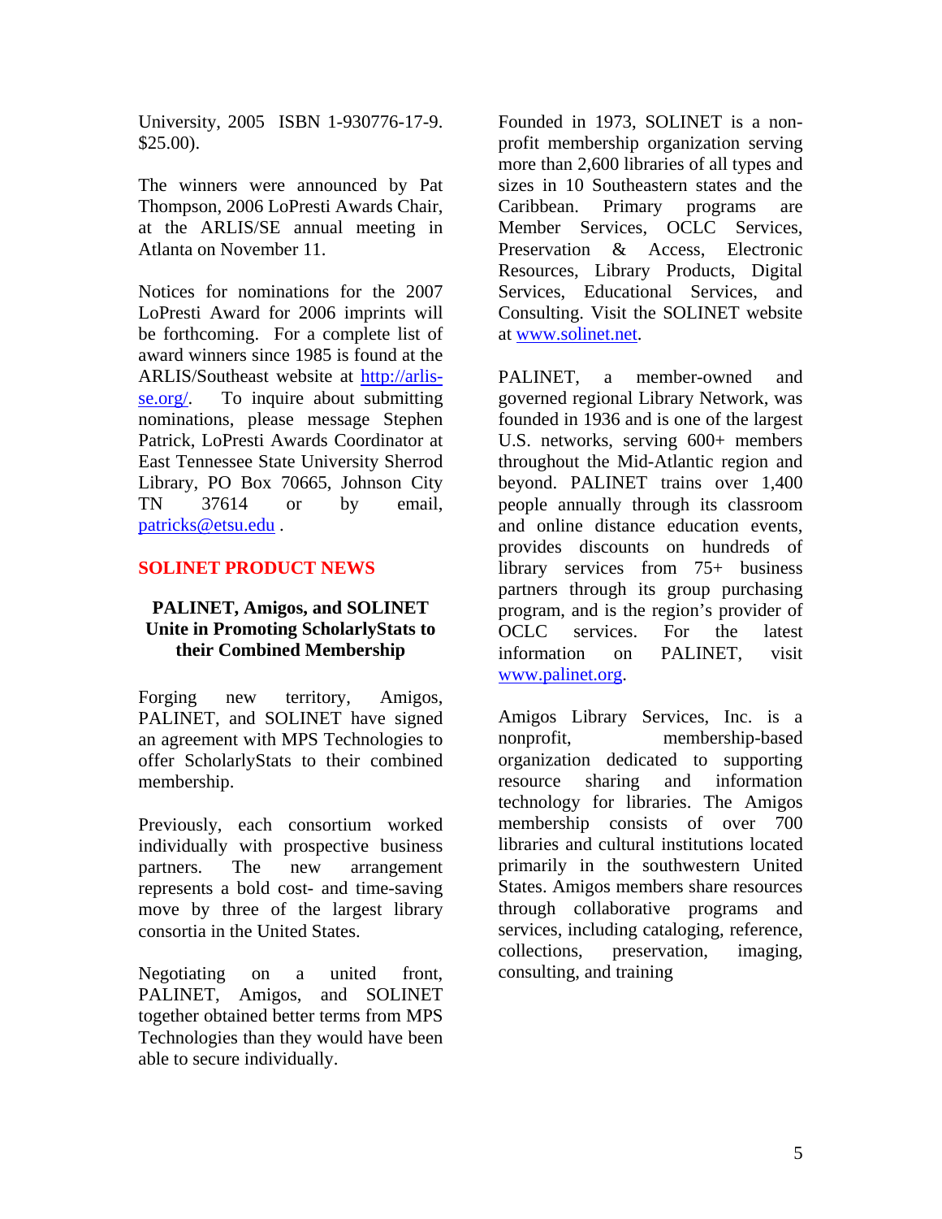University, 2005 ISBN 1-930776-17-9. $25.00).

The winners were announced by Pat Thompson, 2006 LoPresti Awards Chair, at the ARLIS/SE annual meeting in Atlanta on November 11.

Notices for nominations for the 2007 LoPresti Award for 2006 imprints will be forthcoming. For a complete list of award winners since 1985 is found at the ARLIS/Southeast website at http://arlis-se.org/. To inquire about submitting nominations, please message Stephen Patrick, LoPresti Awards Coordinator at East Tennessee State University Sherrod Library, PO Box 70665, Johnson City TN 37614 or by email, patricks@etsu.edu .

## SOLINET PRODUCT NEWS

### PALINET, Amigos, and SOLINET Unite in Promoting ScholarlyStats to their Combined Membership

Forging new territory, Amigos, PALINET, and SOLINET have signed an agreement with MPS Technologies to offer ScholarlyStats to their combined membership.

Previously, each consortium worked individually with prospective business partners. The new arrangement represents a bold cost- and time-saving move by three of the largest library consortia in the United States.

Negotiating on a united front, PALINET, Amigos, and SOLINET together obtained better terms from MPS Technologies than they would have been able to secure individually.

Founded in 1973, SOLINET is a non-profit membership organization serving more than 2,600 libraries of all types and sizes in 10 Southeastern states and the Caribbean. Primary programs are Member Services, OCLC Services, Preservation & Access, Electronic Resources, Library Products, Digital Services, Educational Services, and Consulting. Visit the SOLINET website at www.solinet.net.

PALINET, a member-owned and governed regional Library Network, was founded in 1936 and is one of the largest U.S. networks, serving 600+ members throughout the Mid-Atlantic region and beyond. PALINET trains over 1,400 people annually through its classroom and online distance education events, provides discounts on hundreds of library services from 75+ business partners through its group purchasing program, and is the region's provider of OCLC services. For the latest information on PALINET, visit www.palinet.org.

Amigos Library Services, Inc. is a nonprofit, membership-based organization dedicated to supporting resource sharing and information technology for libraries. The Amigos membership consists of over 700 libraries and cultural institutions located primarily in the southwestern United States. Amigos members share resources through collaborative programs and services, including cataloging, reference, collections, preservation, imaging, consulting, and training